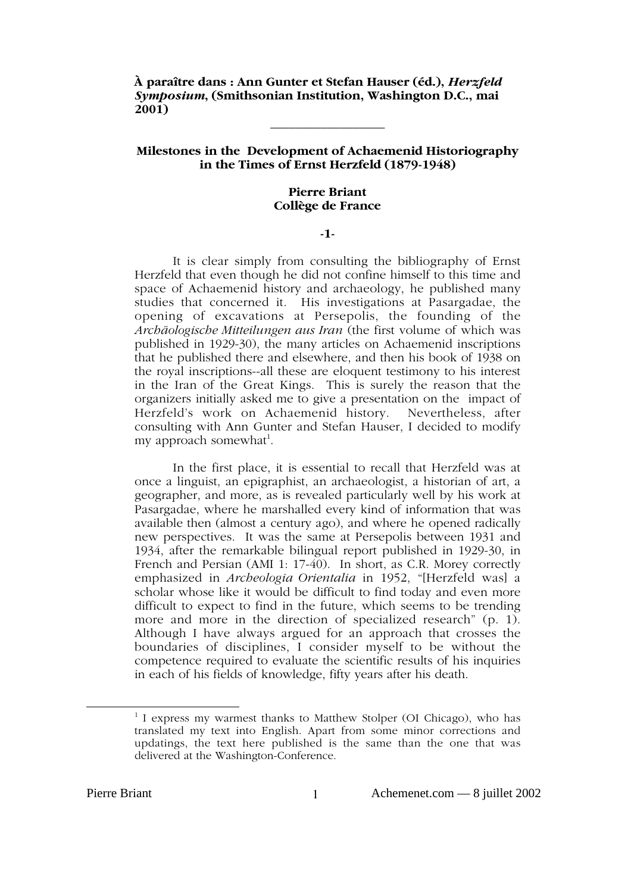**À paraître dans : Ann Gunter et Stefan Hauser (éd.), *Herzfeld Symposium*, (Smithsonian Institution, Washington D.C., mai 2001)**

---

# Milestones in the Development of Achaemenid Historiography in the Times of Ernst Herzfeld (1879-1948)

**Pierre Briant**
**Collège de France**

**-1-**

It is clear simply from consulting the bibliography of Ernst Herzfeld that even though he did not confine himself to this time and space of Achaemenid history and archaeology, he published many studies that concerned it. His investigations at Pasargadae, the opening of excavations at Persepolis, the founding of the *Archäologische Mitteilungen aus Iran* (the first volume of which was published in 1929-30), the many articles on Achaemenid inscriptions that he published there and elsewhere, and then his book of 1938 on the royal inscriptions--all these are eloquent testimony to his interest in the Iran of the Great Kings. This is surely the reason that the organizers initially asked me to give a presentation on the impact of Herzfeld's work on Achaemenid history. Nevertheless, after consulting with Ann Gunter and Stefan Hauser, I decided to modify my approach somewhat[1].

In the first place, it is essential to recall that Herzfeld was at once a linguist, an epigraphist, an archaeologist, a historian of art, a geographer, and more, as is revealed particularly well by his work at Pasargadae, where he marshalled every kind of information that was available then (almost a century ago), and where he opened radically new perspectives. It was the same at Persepolis between 1931 and 1934, after the remarkable bilingual report published in 1929-30, in French and Persian (AMI 1: 17-40). In short, as C.R. Morey correctly emphasized in *Archeologia Orientalia* in 1952, "[Herzfeld was] a scholar whose like it would be difficult to find today and even more difficult to expect to find in the future, which seems to be trending more and more in the direction of specialized research" (p. 1). Although I have always argued for an approach that crosses the boundaries of disciplines, I consider myself to be without the competence required to evaluate the scientific results of his inquiries in each of his fields of knowledge, fifty years after his death.

---

[1] I express my warmest thanks to Matthew Stolper (OI Chicago), who has translated my text into English. Apart from some minor corrections and updatings, the text here published is the same than the one that was delivered at the Washington-Conference.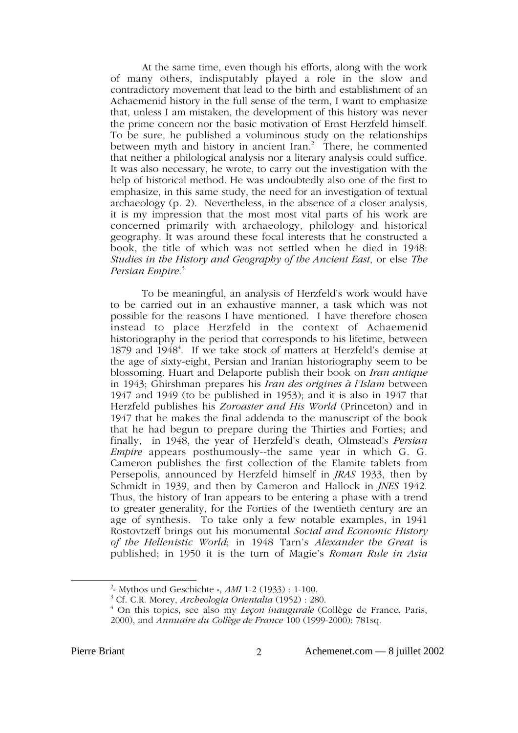At the same time, even though his efforts, along with the work of many others, indisputably played a role in the slow and contradictory movement that lead to the birth and establishment of an Achaemenid history in the full sense of the term, I want to emphasize that, unless I am mistaken, the development of this history was never the prime concern nor the basic motivation of Ernst Herzfeld himself. To be sure, he published a voluminous study on the relationships between myth and history in ancient Iran.[2] There, he commented that neither a philological analysis nor a literary analysis could suffice. It was also necessary, he wrote, to carry out the investigation with the help of historical method. He was undoubtedly also one of the first to emphasize, in this same study, the need for an investigation of textual archaeology (p. 2). Nevertheless, in the absence of a closer analysis, it is my impression that the most most vital parts of his work are concerned primarily with archaeology, philology and historical geography. It was around these focal interests that he constructed a book, the title of which was not settled when he died in 1948: *Studies in the History and Geography of the Ancient East*, or else *The Persian Empire*.[3]

To be meaningful, an analysis of Herzfeld's work would have to be carried out in an exhaustive manner, a task which was not possible for the reasons I have mentioned. I have therefore chosen instead to place Herzfeld in the context of Achaemenid historiography in the period that corresponds to his lifetime, between 1879 and 1948[4]. If we take stock of matters at Herzfeld's demise at the age of sixty-eight, Persian and Iranian historiography seem to be blossoming. Huart and Delaporte publish their book on *Iran antique* in 1943; Ghirshman prepares his *Iran des origines à l'Islam* between 1947 and 1949 (to be published in 1953); and it is also in 1947 that Herzfeld publishes his *Zoroaster and His World* (Princeton) and in 1947 that he makes the final addenda to the manuscript of the book that he had begun to prepare during the Thirties and Forties; and finally, in 1948, the year of Herzfeld's death, Olmstead's *Persian Empire* appears posthumously--the same year in which G. G. Cameron publishes the first collection of the Elamite tablets from Persepolis, announced by Herzfeld himself in *JRAS* 1933, then by Schmidt in 1939, and then by Cameron and Hallock in *JNES* 1942. Thus, the history of Iran appears to be entering a phase with a trend to greater generality, for the Forties of the twentieth century are an age of synthesis. To take only a few notable examples, in 1941 Rostovtzeff brings out his monumental *Social and Economic History of the Hellenistic World*; in 1948 Tarn's *Alexander the Great* is published; in 1950 it is the turn of Magie's *Roman Rule in Asia*

---

[2] « Mythos und Geschichte », *AMI* 1-2 (1933) : 1-100.

[3] Cf. C.R. Morey, *Archeologia Orientalia* (1952) : 280.

[4] On this topics, see also my *Leçon inaugurale* (Collège de France, Paris, 2000), and *Annuaire du Collège de France* 100 (1999-2000): 781sq.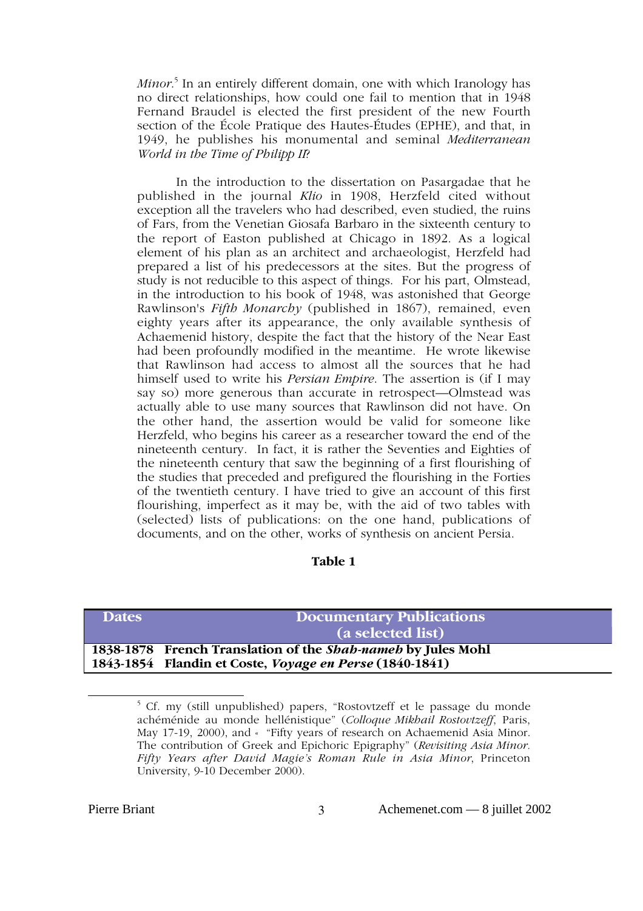*Minor*.[5] In an entirely different domain, one with which Iranology has no direct relationships, how could one fail to mention that in 1948 Fernand Braudel is elected the first president of the new Fourth section of the École Pratique des Hautes-Études (EPHE), and that, in 1949, he publishes his monumental and seminal *Mediterranean World in the Time of Philipp II*?

In the introduction to the dissertation on Pasargadae that he published in the journal *Klio* in 1908, Herzfeld cited without exception all the travelers who had described, even studied, the ruins of Fars, from the Venetian Giosafa Barbaro in the sixteenth century to the report of Easton published at Chicago in 1892. As a logical element of his plan as an architect and archaeologist, Herzfeld had prepared a list of his predecessors at the sites. But the progress of study is not reducible to this aspect of things. For his part, Olmstead, in the introduction to his book of 1948, was astonished that George Rawlinson's *Fifth Monarchy* (published in 1867), remained, even eighty years after its appearance, the only available synthesis of Achaemenid history, despite the fact that the history of the Near East had been profoundly modified in the meantime. He wrote likewise that Rawlinson had access to almost all the sources that he had himself used to write his *Persian Empire*. The assertion is (if I may say so) more generous than accurate in retrospect—Olmstead was actually able to use many sources that Rawlinson did not have. On the other hand, the assertion would be valid for someone like Herzfeld, who begins his career as a researcher toward the end of the nineteenth century. In fact, it is rather the Seventies and Eighties of the nineteenth century that saw the beginning of a first flourishing of the studies that preceded and prefigured the flourishing in the Forties of the twentieth century. I have tried to give an account of this first flourishing, imperfect as it may be, with the aid of two tables with (selected) lists of publications: on the one hand, publications of documents, and on the other, works of synthesis on ancient Persia.

**Table 1**

| Dates | Documentary Publications (a selected list) |
|---|---|
| **1838-1878** | **French Translation of the *Shah-nameh* by Jules Mohl** |
| **1843-1854** | **Flandin et Coste, *Voyage en Perse* (1840-1841)** |

[5] Cf. my (still unpublished) papers, "Rostovtzeff et le passage du monde achéménide au monde hellénistique" (*Colloque Mikhail Rostovtzeff*, Paris, May 17-19, 2000), and « "Fifty years of research on Achaemenid Asia Minor. The contribution of Greek and Epichoric Epigraphy" (*Revisiting Asia Minor. Fifty Years after David Magie's Roman Rule in Asia Minor*, Princeton University, 9-10 December 2000).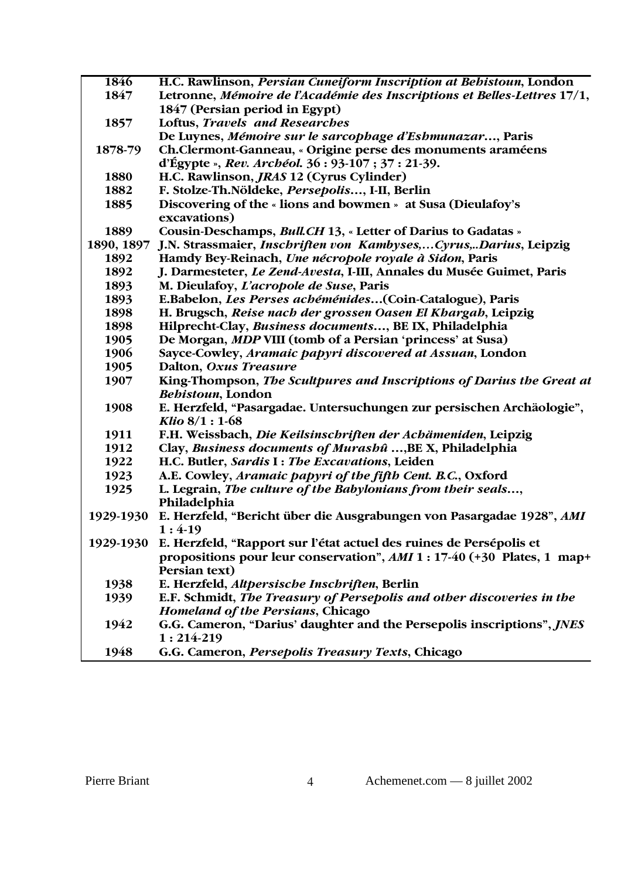| | |
|---|---|
| **1846** | **H.C. Rawlinson, *Persian Cuneiform Inscription at Behistoun*, London** |
| **1847** | **Letronne, *Mémoire de l'Académie des Inscriptions et Belles-Lettres* 17/1, 1847 (Persian period in Egypt)** |
| **1857** | **Loftus, *Travels and Researches*** |
| | **De Luynes, *Mémoire sur le sarcophage d'Eshmunazar…*, Paris** |
| **1878-79** | **Ch.Clermont-Ganneau, « Origine perse des monuments araméens d'Égypte », *Rev. Archéol.* 36 : 93-107 ; 37 : 21-39.** |
| **1880** | **H.C. Rawlinson, *JRAS* 12 (Cyrus Cylinder)** |
| **1882** | **F. Stolze-Th.Nöldeke, *Persepolis…*, I-II, Berlin** |
| **1885** | **Discovering of the « lions and bowmen » at Susa (Dieulafoy's excavations)** |
| **1889** | **Cousin-Deschamps, *Bull.CH* 13, « Letter of Darius to Gadatas »** |
| **1890, 1897** | **J.N. Strassmaier, *Inschriften von Kambyses,…Cyrus,..Darius*, Leipzig** |
| **1892** | **Hamdy Bey-Reinach, *Une nécropole royale à Sidon*, Paris** |
| **1892** | **J. Darmesteter, *Le Zend-Avesta*, I-III, Annales du Musée Guimet, Paris** |
| **1893** | **M. Dieulafoy, *L'acropole de Suse*, Paris** |
| **1893** | **E.Babelon, *Les Perses achéménides*…(Coin-Catalogue), Paris** |
| **1898** | **H. Brugsch, *Reise nach der grossen Oasen El Khargah*, Leipzig** |
| **1898** | **Hilprecht-Clay, *Business documents…*, BE IX, Philadelphia** |
| **1905** | **De Morgan, *MDP* VIII (tomb of a Persian 'princess' at Susa)** |
| **1906** | **Sayce-Cowley, *Aramaic papyri discovered at Assuan*, London** |
| **1905** | **Dalton, *Oxus Treasure*** |
| **1907** | **King-Thompson, *The Scultpures and Inscriptions of Darius the Great at Behistoun*, London** |
| **1908** | **E. Herzfeld, "Pasargadae. Untersuchungen zur persischen Archäologie", *Klio* 8/1 : 1-68** |
| **1911** | **F.H. Weissbach, *Die Keilsinschriften der Achämeniden*, Leipzig** |
| **1912** | **Clay, *Business documents of Murashû* …,BE X, Philadelphia** |
| **1922** | **H.C. Butler, *Sardis* I : *The Excavations*, Leiden** |
| **1923** | **A.E. Cowley, *Aramaic papyri of the fifth Cent. B.C.*, Oxford** |
| **1925** | **L. Legrain, *The culture of the Babylonians from their seals…*, Philadelphia** |
| **1929-1930** | **E. Herzfeld, "Bericht über die Ausgrabungen von Pasargadae 1928", *AMI* 1 : 4-19** |
| **1929-1930** | **E. Herzfeld, "Rapport sur l'état actuel des ruines de Persépolis et propositions pour leur conservation", *AMI* 1 : 17-40 (+30 Plates, 1 map+ Persian text)** |
| **1938** | **E. Herzfeld, *Altpersische Inschriften*, Berlin** |
| **1939** | **E.F. Schmidt, *The Treasury of Persepolis and other discoveries in the Homeland of the Persians*, Chicago** |
| **1942** | **G.G. Cameron, "Darius' daughter and the Persepolis inscriptions", *JNES* 1 : 214-219** |
| **1948** | **G.G. Cameron, *Persepolis Treasury Texts*, Chicago** |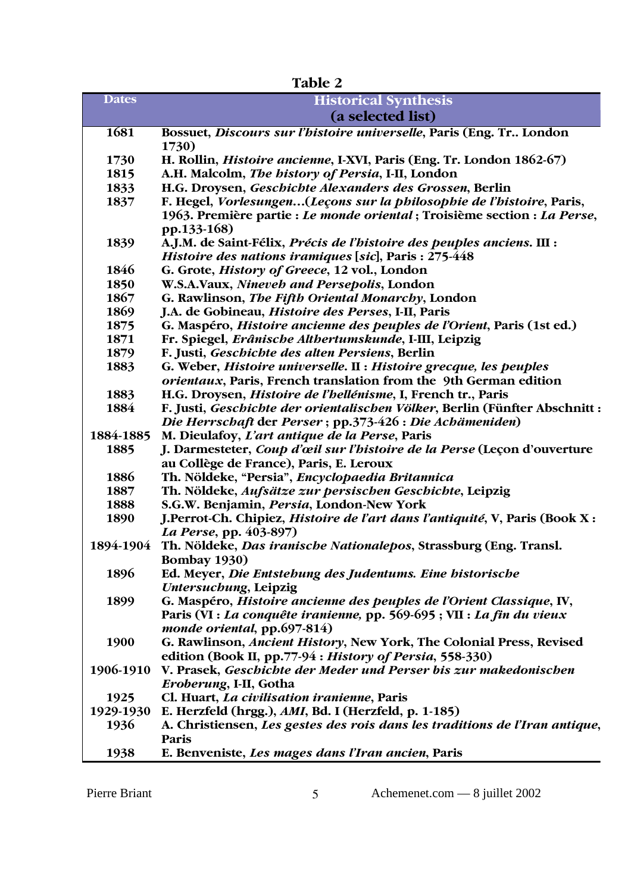**Table 2**

| Dates | Historical Synthesis (a selected list) |
|---|---|
| 1681 | Bossuet, *Discours sur l'histoire universelle*, Paris (Eng. Tr.. London 1730) |
| 1730 | H. Rollin, *Histoire ancienne*, I-XVI, Paris (Eng. Tr. London 1862-67) |
| 1815 | A.H. Malcolm, *The history of Persia*, I-II, London |
| 1833 | H.G. Droysen, *Geschichte Alexanders des Grossen*, Berlin |
| 1837 | F. Hegel, *Vorlesungen…*(*Leçons sur la philosophie de l'histoire*, Paris, 1963. Première partie : *Le monde oriental* ; Troisième section : *La Perse*, pp.133-168) |
| 1839 | A.J.M. de Saint-Félix, *Précis de l'histoire des peuples anciens*. III : *Histoire des nations iramiques* [*sic*], Paris : 275-448 |
| 1846 | G. Grote, *History of Greece*, 12 vol., London |
| 1850 | W.S.A.Vaux, *Nineveh and Persepolis*, London |
| 1867 | G. Rawlinson, *The Fifth Oriental Monarchy*, London |
| 1869 | J.A. de Gobineau, *Histoire des Perses*, I-II, Paris |
| 1875 | G. Maspéro, *Histoire ancienne des peuples de l'Orient*, Paris (1st ed.) |
| 1871 | Fr. Spiegel, *Erânische Althertumskunde*, I-III, Leipzig |
| 1879 | F. Justi, *Geschichte des alten Persiens*, Berlin |
| 1883 | G. Weber, *Histoire universelle*. II : *Histoire grecque, les peuples orientaux*, Paris, French translation from the 9th German edition |
| 1883 | H.G. Droysen, *Histoire de l'hellénisme*, I, French tr., Paris |
| 1884 | F. Justi, *Geschichte der orientalischen Völker*, Berlin (Fünfter Abschnitt : *Die Herrschaft* der *Perser* ; pp.373-426 : *Die Achämeniden*) |
| 1884-1885 | M. Dieulafoy, *L'art antique de la Perse*, Paris |
| 1885 | J. Darmesteter, *Coup d'œil sur l'histoire de la Perse* (Leçon d'ouverture au Collège de France), Paris, E. Leroux |
| 1886 | Th. Nöldeke, "Persia", *Encyclopaedia Britannica* |
| 1887 | Th. Nöldeke, *Aufsätze zur persischen Geschichte*, Leipzig |
| 1888 | S.G.W. Benjamin, *Persia*, London-New York |
| 1890 | J.Perrot-Ch. Chipiez, *Histoire de l'art dans l'antiquité*, V, Paris (Book X : *La Perse*, pp. 403-897) |
| 1894-1904 | Th. Nöldeke, *Das iranische Nationalepos*, Strassburg (Eng. Transl. Bombay 1930) |
| 1896 | Ed. Meyer, *Die Entstehung des Judentums. Eine historische Untersuchung*, Leipzig |
| 1899 | G. Maspéro, *Histoire ancienne des peuples de l'Orient Classique*, IV, Paris (VI : *La conquête iranienne*, pp. 569-695 ; VII : *La fin du vieux monde oriental*, pp.697-814) |
| 1900 | G. Rawlinson, *Ancient History*, New York, The Colonial Press, Revised edition (Book II, pp.77-94 : *History of Persia*, 558-330) |
| 1906-1910 | V. Prasek, *Geschichte der Meder und Perser bis zur makedonischen Eroberung*, I-II, Gotha |
| 1925 | Cl. Huart, *La civilisation iranienne*, Paris |
| 1929-1930 | E. Herzfeld (hrgg.), *AMI*, Bd. I (Herzfeld, p. 1-185) |
| 1936 | A. Christiensen, *Les gestes des rois dans les traditions de l'Iran antique*, Paris |
| 1938 | E. Benveniste, *Les mages dans l'Iran ancien*, Paris |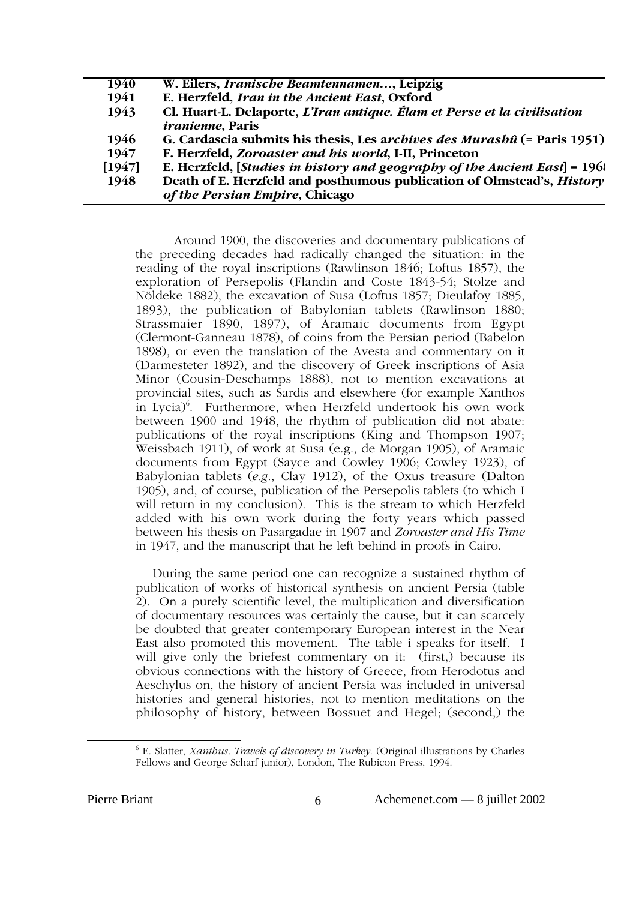| | |
|---|---|
| **1940** | **W. Eilers, *Iranische Beamtennamen…*, Leipzig** |
| **1941** | **E. Herzfeld, *Iran in the Ancient East*, Oxford** |
| **1943** | **Cl. Huart-L. Delaporte, *L'Iran antique. Élam et Perse et la civilisation iranienne*, Paris** |
| **1946** | **G. Cardascia submits his thesis, Les a*rchives des Murashû* (= Paris 1951)** |
| **1947** | **F. Herzfeld, *Zoroaster and his world*, I-II, Princeton** |
| **[1947]** | **E. Herzfeld, [*Studies in history and geography of the Ancient East*] = 196** |
| **1948** | **Death of E. Herzfeld and posthumous publication of Olmstead's, *History of the Persian Empire*, Chicago** |

Around 1900, the discoveries and documentary publications of the preceding decades had radically changed the situation: in the reading of the royal inscriptions (Rawlinson 1846; Loftus 1857), the exploration of Persepolis (Flandin and Coste 1843-54; Stolze and Nöldeke 1882), the excavation of Susa (Loftus 1857; Dieulafoy 1885, 1893), the publication of Babylonian tablets (Rawlinson 1880; Strassmaier 1890, 1897), of Aramaic documents from Egypt (Clermont-Ganneau 1878), of coins from the Persian period (Babelon 1898), or even the translation of the Avesta and commentary on it (Darmesteter 1892), and the discovery of Greek inscriptions of Asia Minor (Cousin-Deschamps 1888), not to mention excavations at provincial sites, such as Sardis and elsewhere (for example Xanthos in Lycia)[6]. Furthermore, when Herzfeld undertook his own work between 1900 and 1948, the rhythm of publication did not abate: publications of the royal inscriptions (King and Thompson 1907; Weissbach 1911), of work at Susa (e.g., de Morgan 1905), of Aramaic documents from Egypt (Sayce and Cowley 1906; Cowley 1923), of Babylonian tablets (*e.g.*, Clay 1912), of the Oxus treasure (Dalton 1905), and, of course, publication of the Persepolis tablets (to which I will return in my conclusion). This is the stream to which Herzfeld added with his own work during the forty years which passed between his thesis on Pasargadae in 1907 and *Zoroaster and His Time* in 1947, and the manuscript that he left behind in proofs in Cairo.

During the same period one can recognize a sustained rhythm of publication of works of historical synthesis on ancient Persia (table 2). On a purely scientific level, the multiplication and diversification of documentary resources was certainly the cause, but it can scarcely be doubted that greater contemporary European interest in the Near East also promoted this movement. The table i speaks for itself. I will give only the briefest commentary on it: (first,) because its obvious connections with the history of Greece, from Herodotus and Aeschylus on, the history of ancient Persia was included in universal histories and general histories, not to mention meditations on the philosophy of history, between Bossuet and Hegel; (second,) the

[6] E. Slatter, *Xanthus. Travels of discovery in Turkey*. (Original illustrations by Charles Fellows and George Scharf junior), London, The Rubicon Press, 1994.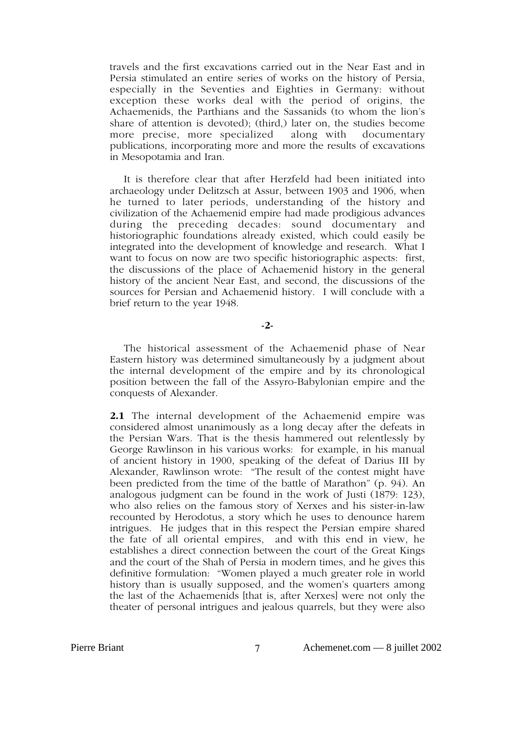travels and the first excavations carried out in the Near East and in Persia stimulated an entire series of works on the history of Persia, especially in the Seventies and Eighties in Germany: without exception these works deal with the period of origins, the Achaemenids, the Parthians and the Sassanids (to whom the lion's share of attention is devoted); (third,) later on, the studies become more precise, more specialized along with documentary publications, incorporating more and more the results of excavations in Mesopotamia and Iran.

It is therefore clear that after Herzfeld had been initiated into archaeology under Delitzsch at Assur, between 1903 and 1906, when he turned to later periods, understanding of the history and civilization of the Achaemenid empire had made prodigious advances during the preceding decades: sound documentary and historiographic foundations already existed, which could easily be integrated into the development of knowledge and research. What I want to focus on now are two specific historiographic aspects: first, the discussions of the place of Achaemenid history in the general history of the ancient Near East, and second, the discussions of the sources for Persian and Achaemenid history. I will conclude with a brief return to the year 1948.

## -2-

The historical assessment of the Achaemenid phase of Near Eastern history was determined simultaneously by a judgment about the internal development of the empire and by its chronological position between the fall of the Assyro-Babylonian empire and the conquests of Alexander.

**2.1** The internal development of the Achaemenid empire was considered almost unanimously as a long decay after the defeats in the Persian Wars. That is the thesis hammered out relentlessly by George Rawlinson in his various works: for example, in his manual of ancient history in 1900, speaking of the defeat of Darius III by Alexander, Rawlinson wrote: "The result of the contest might have been predicted from the time of the battle of Marathon" (p. 94). An analogous judgment can be found in the work of Justi (1879: 123), who also relies on the famous story of Xerxes and his sister-in-law recounted by Herodotus, a story which he uses to denounce harem intrigues. He judges that in this respect the Persian empire shared the fate of all oriental empires, and with this end in view, he establishes a direct connection between the court of the Great Kings and the court of the Shah of Persia in modern times, and he gives this definitive formulation: "Women played a much greater role in world history than is usually supposed, and the women's quarters among the last of the Achaemenids [that is, after Xerxes] were not only the theater of personal intrigues and jealous quarrels, but they were also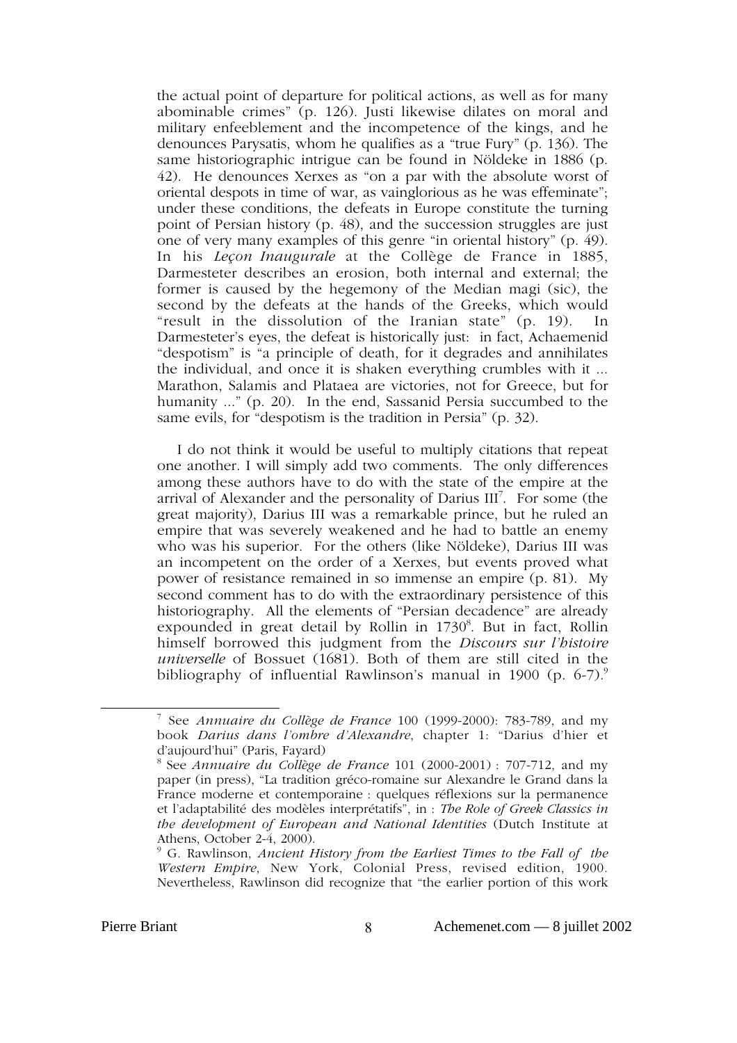the actual point of departure for political actions, as well as for many abominable crimes" (p. 126). Justi likewise dilates on moral and military enfeeblement and the incompetence of the kings, and he denounces Parysatis, whom he qualifies as a "true Fury" (p. 136). The same historiographic intrigue can be found in Nöldeke in 1886 (p. 42). He denounces Xerxes as "on a par with the absolute worst of oriental despots in time of war, as vainglorious as he was effeminate"; under these conditions, the defeats in Europe constitute the turning point of Persian history (p. 48), and the succession struggles are just one of very many examples of this genre "in oriental history" (p. 49). In his *Leçon Inaugurale* at the Collège de France in 1885, Darmesteter describes an erosion, both internal and external; the former is caused by the hegemony of the Median magi (sic), the second by the defeats at the hands of the Greeks, which would "result in the dissolution of the Iranian state" (p. 19). In Darmesteter's eyes, the defeat is historically just: in fact, Achaemenid "despotism" is "a principle of death, for it degrades and annihilates the individual, and once it is shaken everything crumbles with it ... Marathon, Salamis and Plataea are victories, not for Greece, but for humanity ..." (p. 20). In the end, Sassanid Persia succumbed to the same evils, for "despotism is the tradition in Persia" (p. 32).

I do not think it would be useful to multiply citations that repeat one another. I will simply add two comments. The only differences among these authors have to do with the state of the empire at the arrival of Alexander and the personality of Darius III[7]. For some (the great majority), Darius III was a remarkable prince, but he ruled an empire that was severely weakened and he had to battle an enemy who was his superior. For the others (like Nöldeke), Darius III was an incompetent on the order of a Xerxes, but events proved what power of resistance remained in so immense an empire (p. 81). My second comment has to do with the extraordinary persistence of this historiography. All the elements of "Persian decadence" are already expounded in great detail by Rollin in 1730[8]. But in fact, Rollin himself borrowed this judgment from the *Discours sur l'histoire universelle* of Bossuet (1681). Both of them are still cited in the bibliography of influential Rawlinson's manual in 1900 (p. 6-7).[9]

---

[7] See *Annuaire du Collège de France* 100 (1999-2000): 783-789, and my book *Darius dans l'ombre d'Alexandre*, chapter 1: "Darius d'hier et d'aujourd'hui" (Paris, Fayard)

[8] See *Annuaire du Collège de France* 101 (2000-2001) : 707-712, and my paper (in press), "La tradition gréco-romaine sur Alexandre le Grand dans la France moderne et contemporaine : quelques réflexions sur la permanence et l'adaptabilité des modèles interprétatifs", in : *The Role of Greek Classics in the development of European and National Identities* (Dutch Institute at Athens, October 2-4, 2000).

[9] G. Rawlinson, *Ancient History from the Earliest Times to the Fall of the Western Empire*, New York, Colonial Press, revised edition, 1900. Nevertheless, Rawlinson did recognize that "the earlier portion of this work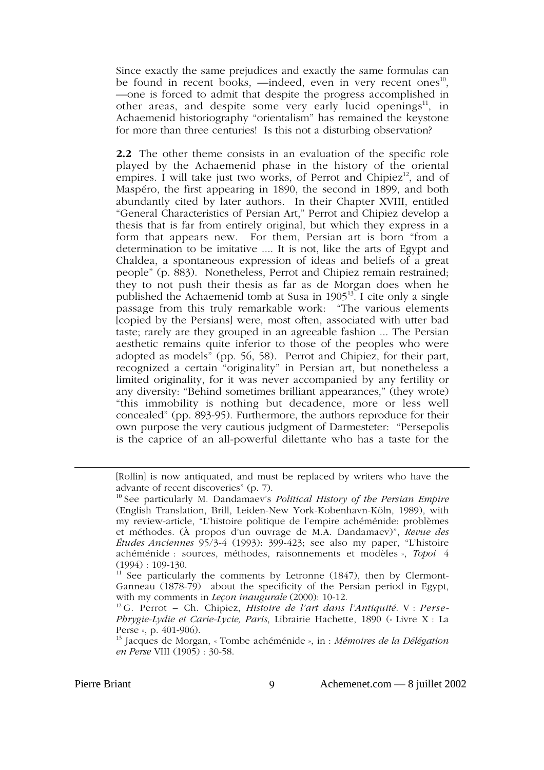Since exactly the same prejudices and exactly the same formulas can be found in recent books, —indeed, even in very recent ones[10], —one is forced to admit that despite the progress accomplished in other areas, and despite some very early lucid openings[11], in Achaemenid historiography "orientalism" has remained the keystone for more than three centuries! Is this not a disturbing observation?

**2.2** The other theme consists in an evaluation of the specific role played by the Achaemenid phase in the history of the oriental empires. I will take just two works, of Perrot and Chipiez[12], and of Maspéro, the first appearing in 1890, the second in 1899, and both abundantly cited by later authors. In their Chapter XVIII, entitled "General Characteristics of Persian Art," Perrot and Chipiez develop a thesis that is far from entirely original, but which they express in a form that appears new. For them, Persian art is born "from a determination to be imitative .... It is not, like the arts of Egypt and Chaldea, a spontaneous expression of ideas and beliefs of a great people" (p. 883). Nonetheless, Perrot and Chipiez remain restrained; they to not push their thesis as far as de Morgan does when he published the Achaemenid tomb at Susa in 1905[13]. I cite only a single passage from this truly remarkable work: "The various elements [copied by the Persians] were, most often, associated with utter bad taste; rarely are they grouped in an agreeable fashion ... The Persian aesthetic remains quite inferior to those of the peoples who were adopted as models" (pp. 56, 58). Perrot and Chipiez, for their part, recognized a certain "originality" in Persian art, but nonetheless a limited originality, for it was never accompanied by any fertility or any diversity: "Behind sometimes brilliant appearances," (they wrote) "this immobility is nothing but decadence, more or less well concealed" (pp. 893-95). Furthermore, the authors reproduce for their own purpose the very cautious judgment of Darmesteter: "Persepolis is the caprice of an all-powerful dilettante who has a taste for the

---

[Rollin] is now antiquated, and must be replaced by writers who have the advante of recent discoveries" (p. 7).

[10] See particularly M. Dandamaev's *Political History of the Persian Empire* (English Translation, Brill, Leiden-New York-Kobenhavn-Köln, 1989), with my review-article, "L'histoire politique de l'empire achéménide: problèmes et méthodes. (À propos d'un ouvrage de M.A. Dandamaev)", *Revue des Études Anciennes* 95/3-4 (1993): 399-423; see also my paper, "L'histoire achéménide : sources, méthodes, raisonnements et modèles », *Topoi* 4 (1994) : 109-130.

[11] See particularly the comments by Letronne (1847), then by Clermont-Ganneau (1878-79) about the specificity of the Persian period in Egypt, with my comments in *Leçon inaugurale* (2000): 10-12.

[12] G. Perrot – Ch. Chipiez, *Histoire de l'art dans l'Antiquité*. V : *Perse-Phrygie-Lydie et Carie-Lycie, Paris*, Librairie Hachette, 1890 (« Livre X : La Perse », p. 401-906).

[13] Jacques de Morgan, « Tombe achéménide », in : *Mémoires de la Délégation en Perse* VIII (1905) : 30-58.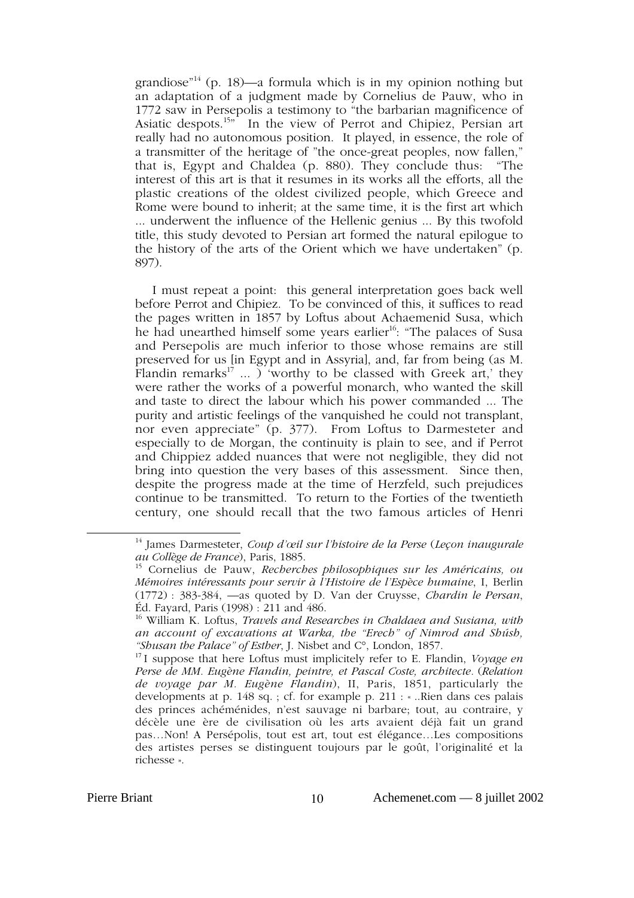grandiose"[14] (p. 18)—a formula which is in my opinion nothing but an adaptation of a judgment made by Cornelius de Pauw, who in 1772 saw in Persepolis a testimony to "the barbarian magnificence of Asiatic despots.[15]" In the view of Perrot and Chipiez, Persian art really had no autonomous position. It played, in essence, the role of a transmitter of the heritage of "the once-great peoples, now fallen," that is, Egypt and Chaldea (p. 880). They conclude thus: "The interest of this art is that it resumes in its works all the efforts, all the plastic creations of the oldest civilized people, which Greece and Rome were bound to inherit; at the same time, it is the first art which ... underwent the influence of the Hellenic genius ... By this twofold title, this study devoted to Persian art formed the natural epilogue to the history of the arts of the Orient which we have undertaken" (p. 897).

I must repeat a point: this general interpretation goes back well before Perrot and Chipiez. To be convinced of this, it suffices to read the pages written in 1857 by Loftus about Achaemenid Susa, which he had unearthed himself some years earlier[16]: "The palaces of Susa and Persepolis are much inferior to those whose remains are still preserved for us [in Egypt and in Assyria], and, far from being (as M. Flandin remarks[17] ... ) 'worthy to be classed with Greek art,' they were rather the works of a powerful monarch, who wanted the skill and taste to direct the labour which his power commanded ... The purity and artistic feelings of the vanquished he could not transplant, nor even appreciate" (p. 377). From Loftus to Darmesteter and especially to de Morgan, the continuity is plain to see, and if Perrot and Chippiez added nuances that were not negligible, they did not bring into question the very bases of this assessment. Since then, despite the progress made at the time of Herzfeld, such prejudices continue to be transmitted. To return to the Forties of the twentieth century, one should recall that the two famous articles of Henri

---

[14] James Darmesteter, *Coup d'œil sur l'histoire de la Perse* (*Leçon inaugurale au Collège de France*), Paris, 1885.

[15] Cornelius de Pauw, *Recherches philosophiques sur les Américains, ou Mémoires intéressants pour servir à l'Histoire de l'Espèce humaine*, I, Berlin (1772) : 383-384, —as quoted by D. Van der Cruysse, *Chardin le Persan*, Éd. Fayard, Paris (1998) : 211 and 486.

[16] William K. Loftus, *Travels and Researches in Chaldaea and Susiana, with an account of excavations at Warka, the "Erech" of Nimrod and Shúsh, "Shusan the Palace" of Esther*, J. Nisbet and C°, London, 1857.

[17] I suppose that here Loftus must implicitely refer to E. Flandin, *Voyage en Perse de MM. Eugène Flandin, peintre, et Pascal Coste, architecte.* (*Relation de voyage par M. Eugène Flandin*), II, Paris, 1851, particularly the developments at p. 148 sq. ; cf. for example p. 211 : « ..Rien dans ces palais des princes achéménides, n'est sauvage ni barbare; tout, au contraire, y décèle une ère de civilisation où les arts avaient déjà fait un grand pas…Non! A Persépolis, tout est art, tout est élégance…Les compositions des artistes perses se distinguent toujours par le goût, l'originalité et la richesse ».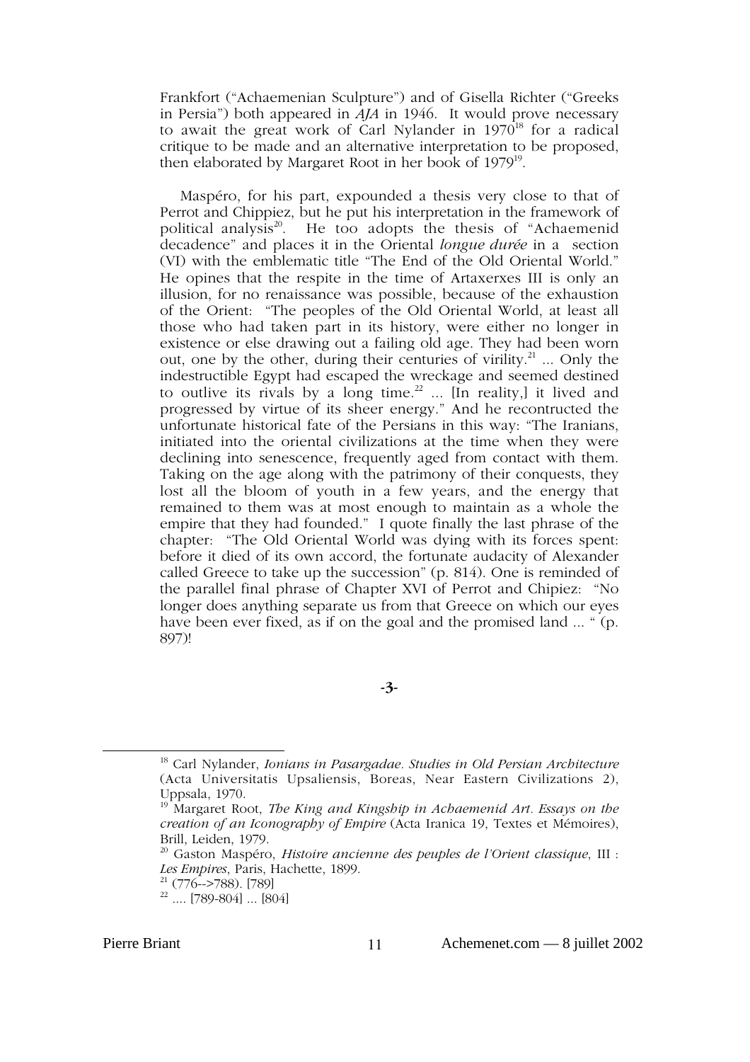Frankfort ("Achaemenian Sculpture") and of Gisella Richter ("Greeks in Persia") both appeared in *AJA* in 1946. It would prove necessary to await the great work of Carl Nylander in 1970[18] for a radical critique to be made and an alternative interpretation to be proposed, then elaborated by Margaret Root in her book of 1979[19].

Maspéro, for his part, expounded a thesis very close to that of Perrot and Chippiez, but he put his interpretation in the framework of political analysis[20]. He too adopts the thesis of "Achaemenid decadence" and places it in the Oriental *longue durée* in a section (VI) with the emblematic title "The End of the Old Oriental World." He opines that the respite in the time of Artaxerxes III is only an illusion, for no renaissance was possible, because of the exhaustion of the Orient: "The peoples of the Old Oriental World, at least all those who had taken part in its history, were either no longer in existence or else drawing out a failing old age. They had been worn out, one by the other, during their centuries of virility.[21] ... Only the indestructible Egypt had escaped the wreckage and seemed destined to outlive its rivals by a long time.[22] ... [In reality,] it lived and progressed by virtue of its sheer energy." And he recontructed the unfortunate historical fate of the Persians in this way: "The Iranians, initiated into the oriental civilizations at the time when they were declining into senescence, frequently aged from contact with them. Taking on the age along with the patrimony of their conquests, they lost all the bloom of youth in a few years, and the energy that remained to them was at most enough to maintain as a whole the empire that they had founded." I quote finally the last phrase of the chapter: "The Old Oriental World was dying with its forces spent: before it died of its own accord, the fortunate audacity of Alexander called Greece to take up the succession" (p. 814). One is reminded of the parallel final phrase of Chapter XVI of Perrot and Chipiez: "No longer does anything separate us from that Greece on which our eyes have been ever fixed, as if on the goal and the promised land ... " (p. 897)!

**-3-**

[18] Carl Nylander, *Ionians in Pasargadae. Studies in Old Persian Architecture* (Acta Universitatis Upsaliensis, Boreas, Near Eastern Civilizations 2), Uppsala, 1970.

[19] Margaret Root, *The King and Kingship in Achaemenid Art. Essays on the creation of an Iconography of Empire* (Acta Iranica 19, Textes et Mémoires), Brill, Leiden, 1979.

[20] Gaston Maspéro, *Histoire ancienne des peuples de l'Orient classique*, III : *Les Empires*, Paris, Hachette, 1899.

[21] (776-->788). [789]

[22] .... [789-804] ... [804]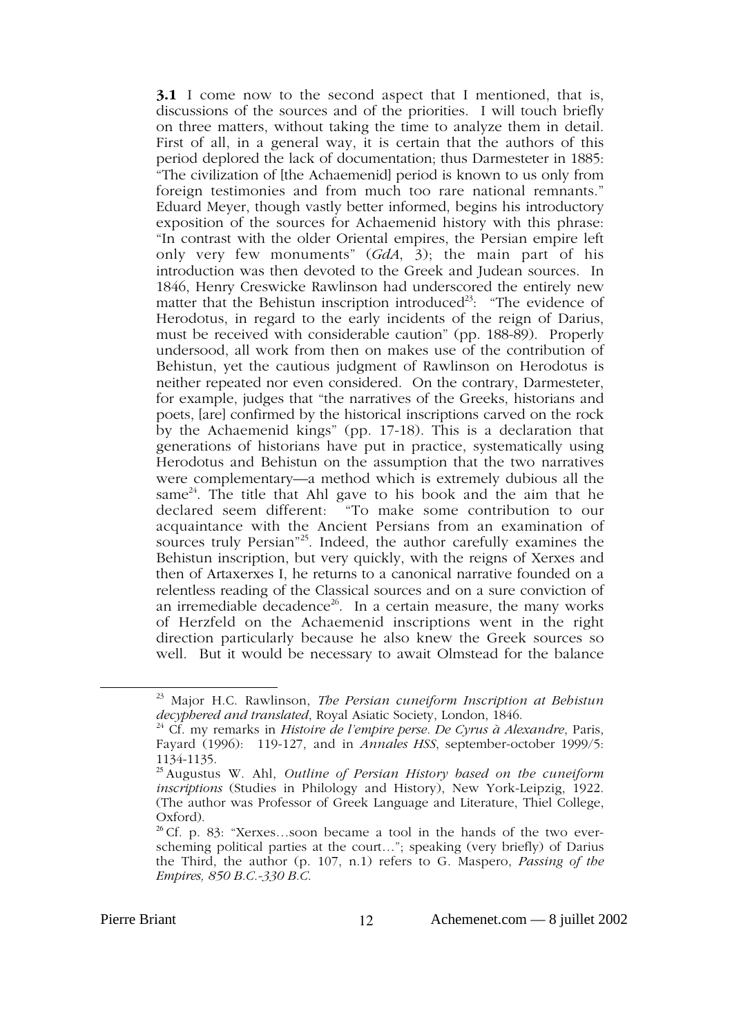**3.1** I come now to the second aspect that I mentioned, that is, discussions of the sources and of the priorities. I will touch briefly on three matters, without taking the time to analyze them in detail. First of all, in a general way, it is certain that the authors of this period deplored the lack of documentation; thus Darmesteter in 1885: "The civilization of [the Achaemenid] period is known to us only from foreign testimonies and from much too rare national remnants." Eduard Meyer, though vastly better informed, begins his introductory exposition of the sources for Achaemenid history with this phrase: "In contrast with the older Oriental empires, the Persian empire left only very few monuments" (*GdA*, 3); the main part of his introduction was then devoted to the Greek and Judean sources. In 1846, Henry Creswicke Rawlinson had underscored the entirely new matter that the Behistun inscription introduced[23]: "The evidence of Herodotus, in regard to the early incidents of the reign of Darius, must be received with considerable caution" (pp. 188-89). Properly undersood, all work from then on makes use of the contribution of Behistun, yet the cautious judgment of Rawlinson on Herodotus is neither repeated nor even considered. On the contrary, Darmesteter, for example, judges that "the narratives of the Greeks, historians and poets, [are] confirmed by the historical inscriptions carved on the rock by the Achaemenid kings" (pp. 17-18). This is a declaration that generations of historians have put in practice, systematically using Herodotus and Behistun on the assumption that the two narratives were complementary—a method which is extremely dubious all the same[24]. The title that Ahl gave to his book and the aim that he declared seem different: "To make some contribution to our acquaintance with the Ancient Persians from an examination of sources truly Persian"[25]. Indeed, the author carefully examines the Behistun inscription, but very quickly, with the reigns of Xerxes and then of Artaxerxes I, he returns to a canonical narrative founded on a relentless reading of the Classical sources and on a sure conviction of an irremediable decadence[26]. In a certain measure, the many works of Herzfeld on the Achaemenid inscriptions went in the right direction particularly because he also knew the Greek sources so well. But it would be necessary to await Olmstead for the balance

---

[23] Major H.C. Rawlinson, *The Persian cuneiform Inscription at Behistun decyphered and translated*, Royal Asiatic Society, London, 1846.

[24] Cf. my remarks in *Histoire de l'empire perse. De Cyrus à Alexandre*, Paris, Fayard (1996): 119-127, and in *Annales HSS*, september-october 1999/5: 1134-1135.

[25] Augustus W. Ahl, *Outline of Persian History based on the cuneiform inscriptions* (Studies in Philology and History), New York-Leipzig, 1922. (The author was Professor of Greek Language and Literature, Thiel College, Oxford).

[26] Cf. p. 83: "Xerxes…soon became a tool in the hands of the two ever-scheming political parties at the court…"; speaking (very briefly) of Darius the Third, the author (p. 107, n.1) refers to G. Maspero, *Passing of the Empires, 850 B.C.-330 B.C.*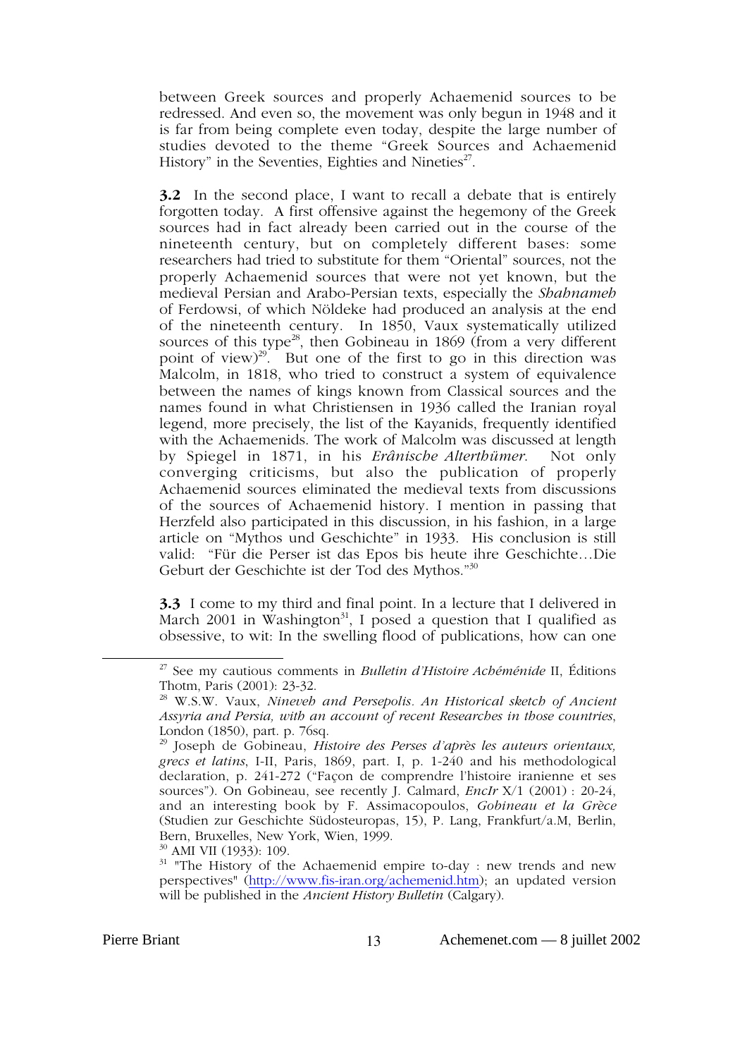between Greek sources and properly Achaemenid sources to be redressed. And even so, the movement was only begun in 1948 and it is far from being complete even today, despite the large number of studies devoted to the theme "Greek Sources and Achaemenid History" in the Seventies, Eighties and Nineties[27].

**3.2** In the second place, I want to recall a debate that is entirely forgotten today. A first offensive against the hegemony of the Greek sources had in fact already been carried out in the course of the nineteenth century, but on completely different bases: some researchers had tried to substitute for them "Oriental" sources, not the properly Achaemenid sources that were not yet known, but the medieval Persian and Arabo-Persian texts, especially the *Shahnameh* of Ferdowsi, of which Nöldeke had produced an analysis at the end of the nineteenth century. In 1850, Vaux systematically utilized sources of this type[28], then Gobineau in 1869 (from a very different point of view)[29]. But one of the first to go in this direction was Malcolm, in 1818, who tried to construct a system of equivalence between the names of kings known from Classical sources and the names found in what Christiensen in 1936 called the Iranian royal legend, more precisely, the list of the Kayanids, frequently identified with the Achaemenids. The work of Malcolm was discussed at length by Spiegel in 1871, in his *Erânische Alterthümer*. Not only converging criticisms, but also the publication of properly Achaemenid sources eliminated the medieval texts from discussions of the sources of Achaemenid history. I mention in passing that Herzfeld also participated in this discussion, in his fashion, in a large article on "Mythos und Geschichte" in 1933. His conclusion is still valid: "Für die Perser ist das Epos bis heute ihre Geschichte…Die Geburt der Geschichte ist der Tod des Mythos."[30]

**3.3** I come to my third and final point. In a lecture that I delivered in March 2001 in Washington[31], I posed a question that I qualified as obsessive, to wit: In the swelling flood of publications, how can one

---

[27] See my cautious comments in *Bulletin d'Histoire Achéménide* II, Éditions Thotm, Paris (2001): 23-32.

[28] W.S.W. Vaux, *Nineveh and Persepolis. An Historical sketch of Ancient Assyria and Persia, with an account of recent Researches in those countries*, London (1850), part. p. 76sq.

[29] Joseph de Gobineau, *Histoire des Perses d'après les auteurs orientaux, grecs et latins*, I-II, Paris, 1869, part. I, p. 1-240 and his methodological declaration, p. 241-272 ("Façon de comprendre l'histoire iranienne et ses sources"). On Gobineau, see recently J. Calmard, *EncIr* X/1 (2001) : 20-24, and an interesting book by F. Assimacopoulos, *Gobineau et la Grèce* (Studien zur Geschichte Südosteuropas, 15), P. Lang, Frankfurt/a.M, Berlin, Bern, Bruxelles, New York, Wien, 1999.

[30] AMI VII (1933): 109.

[31] "The History of the Achaemenid empire to-day : new trends and new perspectives" (http://www.fis-iran.org/achemenid.htm); an updated version will be published in the *Ancient History Bulletin* (Calgary).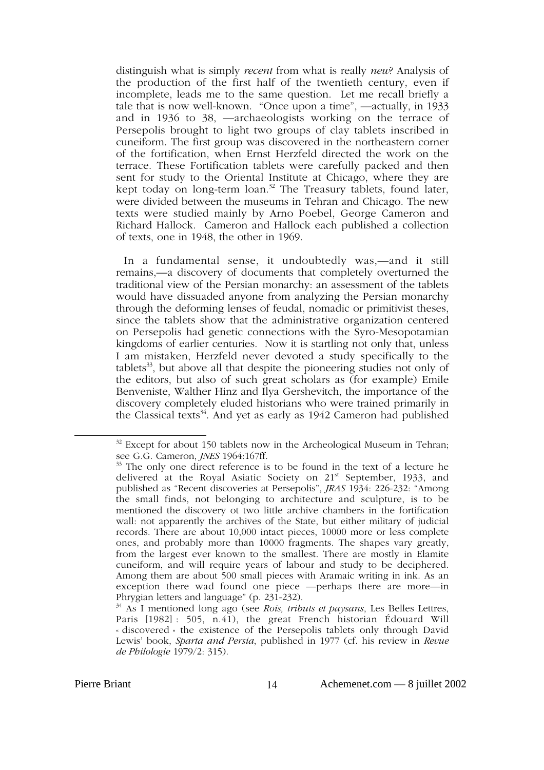distinguish what is simply *recent* from what is really *new*? Analysis of the production of the first half of the twentieth century, even if incomplete, leads me to the same question. Let me recall briefly a tale that is now well-known. "Once upon a time", —actually, in 1933 and in 1936 to 38, —archaeologists working on the terrace of Persepolis brought to light two groups of clay tablets inscribed in cuneiform. The first group was discovered in the northeastern corner of the fortification, when Ernst Herzfeld directed the work on the terrace. These Fortification tablets were carefully packed and then sent for study to the Oriental Institute at Chicago, where they are kept today on long-term loan.[32] The Treasury tablets, found later, were divided between the museums in Tehran and Chicago. The new texts were studied mainly by Arno Poebel, George Cameron and Richard Hallock. Cameron and Hallock each published a collection of texts, one in 1948, the other in 1969.

In a fundamental sense, it undoubtedly was,—and it still remains,—a discovery of documents that completely overturned the traditional view of the Persian monarchy: an assessment of the tablets would have dissuaded anyone from analyzing the Persian monarchy through the deforming lenses of feudal, nomadic or primitivist theses, since the tablets show that the administrative organization centered on Persepolis had genetic connections with the Syro-Mesopotamian kingdoms of earlier centuries. Now it is startling not only that, unless I am mistaken, Herzfeld never devoted a study specifically to the tablets[33], but above all that despite the pioneering studies not only of the editors, but also of such great scholars as (for example) Emile Benveniste, Walther Hinz and Ilya Gershevitch, the importance of the discovery completely eluded historians who were trained primarily in the Classical texts[34]. And yet as early as 1942 Cameron had published

---

[32] Except for about 150 tablets now in the Archeological Museum in Tehran; see G.G. Cameron, *JNES* 1964:167ff.

[33] The only one direct reference is to be found in the text of a lecture he delivered at the Royal Asiatic Society on 21st September, 1933, and published as "Recent discoveries at Persepolis", *JRAS* 1934: 226-232: "Among the small finds, not belonging to architecture and sculpture, is to be mentioned the discovery ot two little archive chambers in the fortification wall: not apparently the archives of the State, but either military of judicial records. There are about 10,000 intact pieces, 10000 more or less complete ones, and probably more than 10000 fragments. The shapes vary greatly, from the largest ever known to the smallest. There are mostly in Elamite cuneiform, and will require years of labour and study to be deciphered. Among them are about 500 small pieces with Aramaic writing in ink. As an exception there wad found one piece —perhaps there are more—in Phrygian letters and language" (p. 231-232).

[34] As I mentioned long ago (see *Rois, tributs et paysans*, Les Belles Lettres, Paris [1982] : 505, n.41), the great French historian Édouard Will « discovered » the existence of the Persepolis tablets only through David Lewis' book, *Sparta and Persia*, published in 1977 (cf. his review in *Revue de Philologie* 1979/2: 315).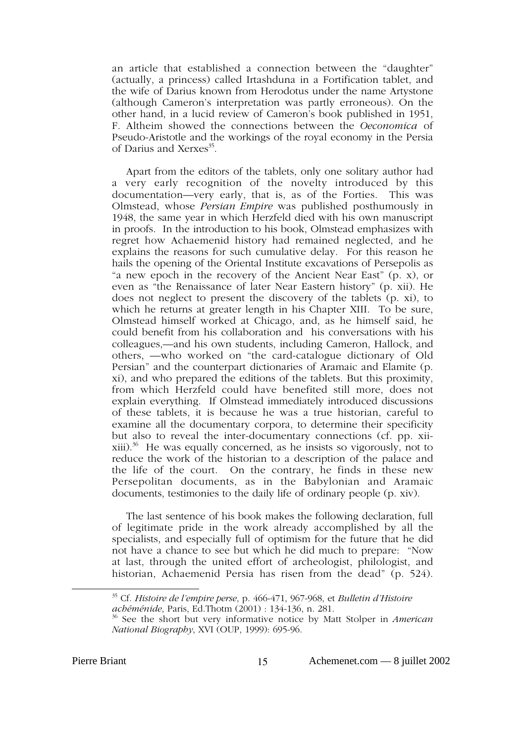an article that established a connection between the "daughter" (actually, a princess) called Irtashduna in a Fortification tablet, and the wife of Darius known from Herodotus under the name Artystone (although Cameron's interpretation was partly erroneous). On the other hand, in a lucid review of Cameron's book published in 1951, F. Altheim showed the connections between the *Oeconomica* of Pseudo-Aristotle and the workings of the royal economy in the Persia of Darius and Xerxes[35].

Apart from the editors of the tablets, only one solitary author had a very early recognition of the novelty introduced by this documentation—very early, that is, as of the Forties. This was Olmstead, whose *Persian Empire* was published posthumously in 1948, the same year in which Herzfeld died with his own manuscript in proofs. In the introduction to his book, Olmstead emphasizes with regret how Achaemenid history had remained neglected, and he explains the reasons for such cumulative delay. For this reason he hails the opening of the Oriental Institute excavations of Persepolis as "a new epoch in the recovery of the Ancient Near East" (p. x), or even as "the Renaissance of later Near Eastern history" (p. xii). He does not neglect to present the discovery of the tablets (p. xi), to which he returns at greater length in his Chapter XIII. To be sure, Olmstead himself worked at Chicago, and, as he himself said, he could benefit from his collaboration and his conversations with his colleagues,—and his own students, including Cameron, Hallock, and others, —who worked on "the card-catalogue dictionary of Old Persian" and the counterpart dictionaries of Aramaic and Elamite (p. xi), and who prepared the editions of the tablets. But this proximity, from which Herzfeld could have benefited still more, does not explain everything. If Olmstead immediately introduced discussions of these tablets, it is because he was a true historian, careful to examine all the documentary corpora, to determine their specificity but also to reveal the inter-documentary connections (cf. pp. xii-xiii).[36] He was equally concerned, as he insists so vigorously, not to reduce the work of the historian to a description of the palace and the life of the court. On the contrary, he finds in these new Persepolitan documents, as in the Babylonian and Aramaic documents, testimonies to the daily life of ordinary people (p. xiv).

The last sentence of his book makes the following declaration, full of legitimate pride in the work already accomplished by all the specialists, and especially full of optimism for the future that he did not have a chance to see but which he did much to prepare: "Now at last, through the united effort of archeologist, philologist, and historian, Achaemenid Persia has risen from the dead" (p. 524).

---

[35] Cf. *Histoire de l'empire perse*, p. 466-471, 967-968, et *Bulletin d'Histoire achéménide*, Paris, Ed.Thotm (2001) : 134-136, n. 281.

[36] See the short but very informative notice by Matt Stolper in *American National Biography*, XVI (OUP, 1999): 695-96.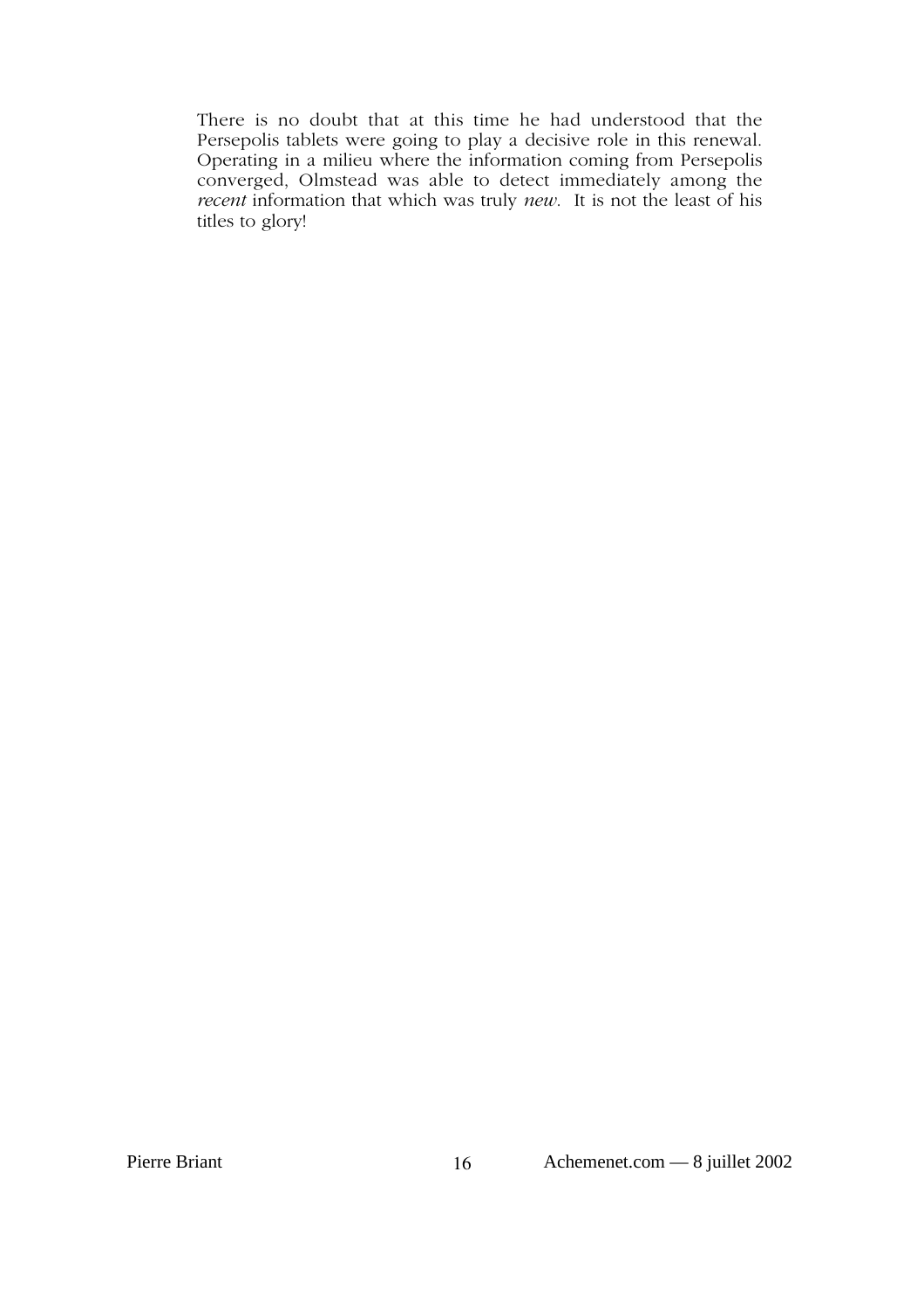There is no doubt that at this time he had understood that the Persepolis tablets were going to play a decisive role in this renewal. Operating in a milieu where the information coming from Persepolis converged, Olmstead was able to detect immediately among the *recent* information that which was truly *new*. It is not the least of his titles to glory!